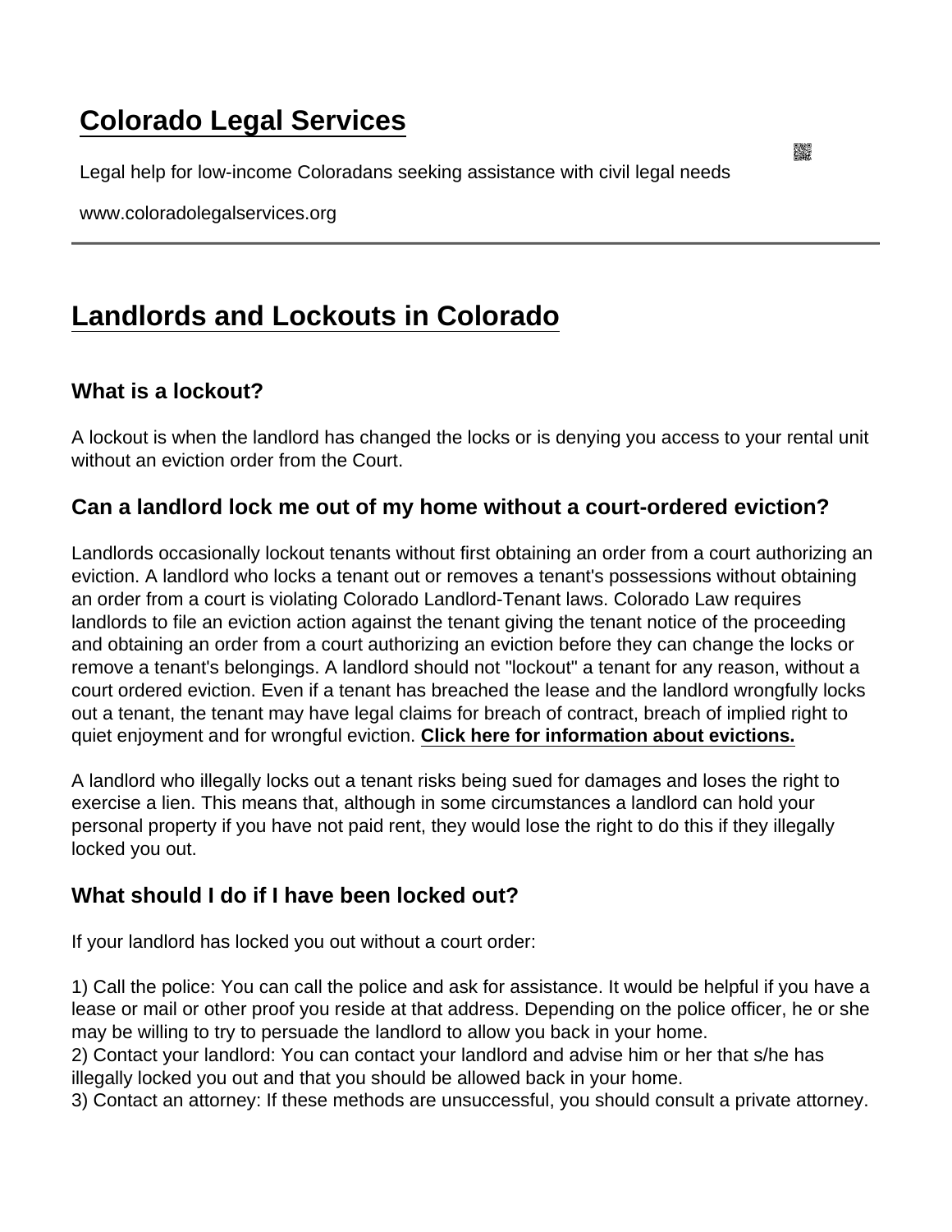# Colorado Legal Services

Legal help for low-income Coloradans seeking assistance with civil legal needs

www.coloradolegalservices.org

---

## Landlords and Lockouts in Colorado

### What is a lockout?

A lockout is when the landlord has changed the locks or is denying you access to your rental unit without an eviction order from the Court.

### Can a landlord lock me out of my home without a court-ordered eviction?

Landlords occasionally lockout tenants without first obtaining an order from a court authorizing an eviction. A landlord who locks a tenant out or removes a tenant's possessions without obtaining an order from a court is violating Colorado Landlord-Tenant laws. Colorado Law requires landlords to file an eviction action against the tenant giving the tenant notice of the proceeding and obtaining an order from a court authorizing an eviction before they can change the locks or remove a tenant's belongings. A landlord should not "lockout" a tenant for any reason, without a court ordered eviction. Even if a tenant has breached the lease and the landlord wrongfully locks out a tenant, the tenant may have legal claims for breach of contract, breach of implied right to quiet enjoyment and for wrongful eviction. **Click here for information about evictions.**

A landlord who illegally locks out a tenant risks being sued for damages and loses the right to exercise a lien. This means that, although in some circumstances a landlord can hold your personal property if you have not paid rent, they would lose the right to do this if they illegally locked you out.

### What should I do if I have been locked out?

If your landlord has locked you out without a court order:

1) Call the police: You can call the police and ask for assistance. It would be helpful if you have a lease or mail or other proof you reside at that address. Depending on the police officer, he or she may be willing to try to persuade the landlord to allow you back in your home.
2) Contact your landlord: You can contact your landlord and advise him or her that s/he has illegally locked you out and that you should be allowed back in your home.
3) Contact an attorney: If these methods are unsuccessful, you should consult a private attorney.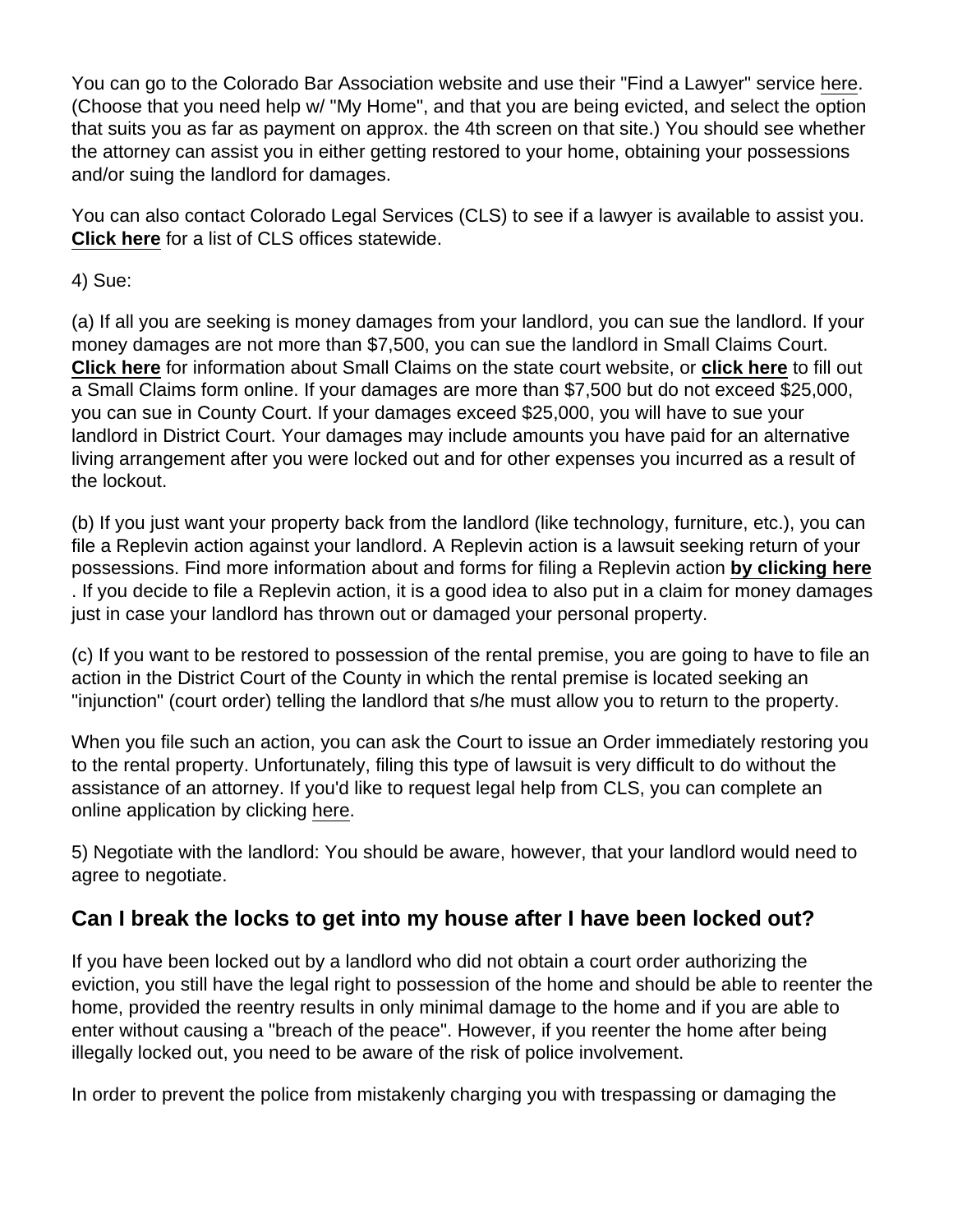You can go to the Colorado Bar Association website and use their "Find a Lawyer" service here. (Choose that you need help w/ "My Home", and that you are being evicted, and select the option that suits you as far as payment on approx. the 4th screen on that site.) You should see whether the attorney can assist you in either getting restored to your home, obtaining your possessions and/or suing the landlord for damages.

You can also contact Colorado Legal Services (CLS) to see if a lawyer is available to assist you. **Click here** for a list of CLS offices statewide.

4) Sue:

(a) If all you are seeking is money damages from your landlord, you can sue the landlord. If your money damages are not more than $7,500, you can sue the landlord in Small Claims Court. **Click here** for information about Small Claims on the state court website, or **click here** to fill out a Small Claims form online. If your damages are more than $7,500 but do not exceed $25,000, you can sue in County Court. If your damages exceed $25,000, you will have to sue your landlord in District Court. Your damages may include amounts you have paid for an alternative living arrangement after you were locked out and for other expenses you incurred as a result of the lockout.

(b) If you just want your property back from the landlord (like technology, furniture, etc.), you can file a Replevin action against your landlord. A Replevin action is a lawsuit seeking return of your possessions. Find more information about and forms for filing a Replevin action **by clicking here** . If you decide to file a Replevin action, it is a good idea to also put in a claim for money damages just in case your landlord has thrown out or damaged your personal property.

(c) If you want to be restored to possession of the rental premise, you are going to have to file an action in the District Court of the County in which the rental premise is located seeking an "injunction" (court order) telling the landlord that s/he must allow you to return to the property.

When you file such an action, you can ask the Court to issue an Order immediately restoring you to the rental property. Unfortunately, filing this type of lawsuit is very difficult to do without the assistance of an attorney. If you'd like to request legal help from CLS, you can complete an online application by clicking here.

5) Negotiate with the landlord: You should be aware, however, that your landlord would need to agree to negotiate.

## Can I break the locks to get into my house after I have been locked out?

If you have been locked out by a landlord who did not obtain a court order authorizing the eviction, you still have the legal right to possession of the home and should be able to reenter the home, provided the reentry results in only minimal damage to the home and if you are able to enter without causing a "breach of the peace". However, if you reenter the home after being illegally locked out, you need to be aware of the risk of police involvement.

In order to prevent the police from mistakenly charging you with trespassing or damaging the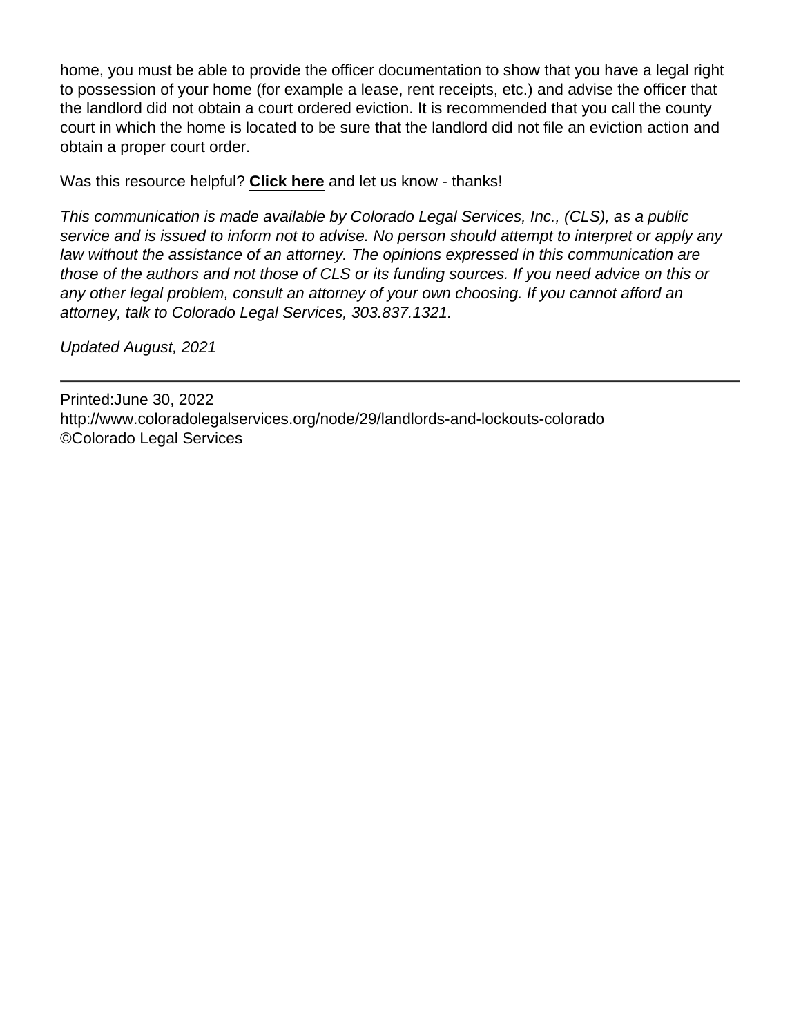home, you must be able to provide the officer documentation to show that you have a legal right to possession of your home (for example a lease, rent receipts, etc.) and advise the officer that the landlord did not obtain a court ordered eviction. It is recommended that you call the county court in which the home is located to be sure that the landlord did not file an eviction action and obtain a proper court order.

Was this resource helpful? **Click here** and let us know - thanks!

*This communication is made available by Colorado Legal Services, Inc., (CLS), as a public service and is issued to inform not to advise. No person should attempt to interpret or apply any law without the assistance of an attorney. The opinions expressed in this communication are those of the authors and not those of CLS or its funding sources. If you need advice on this or any other legal problem, consult an attorney of your own choosing. If you cannot afford an attorney, talk to Colorado Legal Services, 303.837.1321.*

*Updated August, 2021*

---

Printed:June 30, 2022
http://www.coloradolegalservices.org/node/29/landlords-and-lockouts-colorado
©Colorado Legal Services